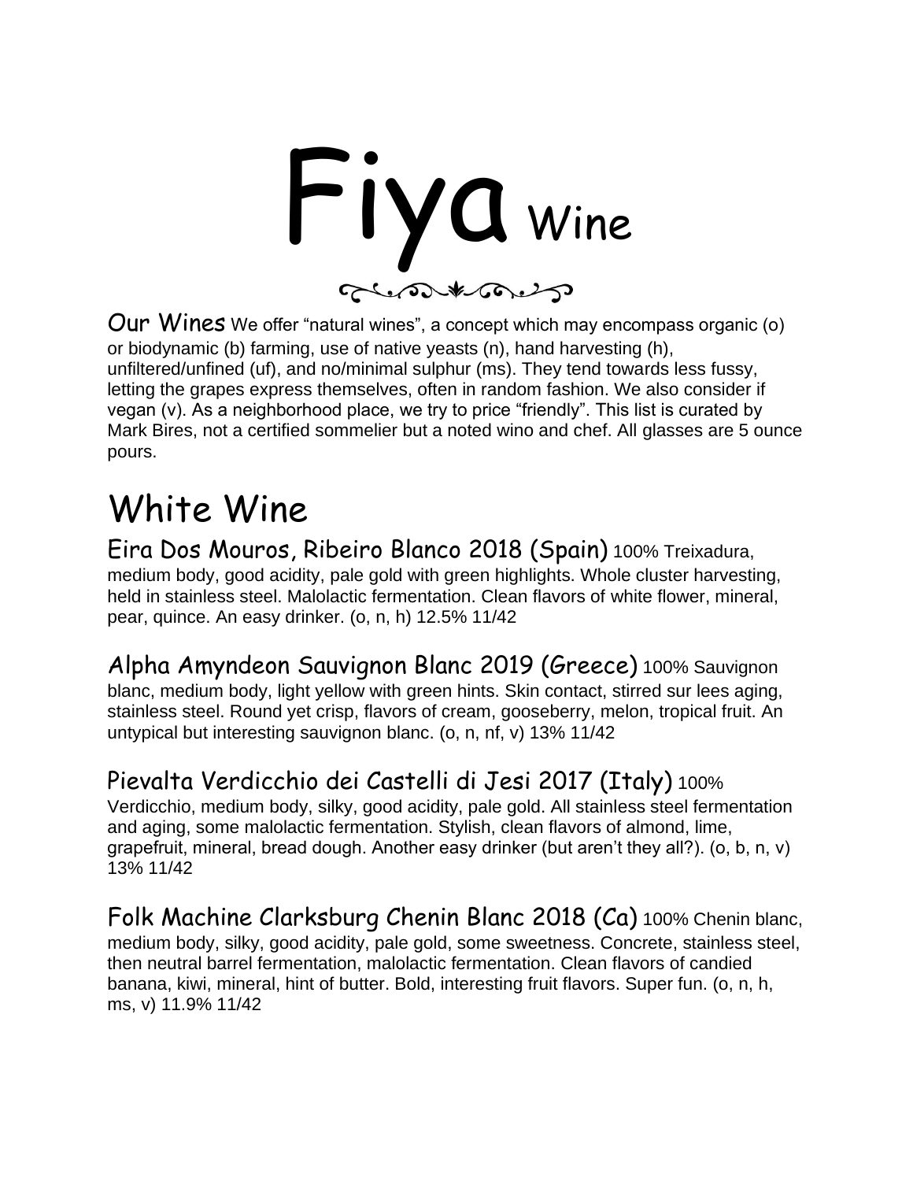# Fiya Wine

**Our Wines** We offer "natural wines", a concept which may encompass organic (o) or biodynamic (b) farming, use of native yeasts (n), hand harvesting (h), unfiltered/unfined (uf), and no/minimal sulphur (ms). They tend towards less fussy, letting the grapes express themselves, often in random fashion. We also consider if vegan (v). As a neighborhood place, we try to price "friendly". This list is curated by Mark Bires, not a certified sommelier but a noted wino and chef. All glasses are 5 ounce pours.

## White Wine

**Eira Dos Mouros, Ribeiro Blanco 2018 (Spain)** 100% Treixadura, medium body, good acidity, pale gold with green highlights. Whole cluster harvesting, held in stainless steel. Malolactic fermentation. Clean flavors of white flower, mineral, pear, quince. An easy drinker. (o, n, h) 12.5% 11/42

**Alpha Amyndeon Sauvignon Blanc 2019 (Greece)** 100% Sauvignon blanc, medium body, light yellow with green hints. Skin contact, stirred sur lees aging, stainless steel. Round yet crisp, flavors of cream, gooseberry, melon, tropical fruit. An untypical but interesting sauvignon blanc. (o, n, nf, v) 13% 11/42

**Pievalta Verdicchio dei Castelli di Jesi 2017 (Italy)** 100% Verdicchio, medium body, silky, good acidity, pale gold. All stainless steel fermentation and aging, some malolactic fermentation. Stylish, clean flavors of almond, lime, grapefruit, mineral, bread dough. Another easy drinker (but aren't they all?). (o, b, n, v) 13% 11/42

**Folk Machine Clarksburg Chenin Blanc 2018 (Ca)** 100% Chenin blanc, medium body, silky, good acidity, pale gold, some sweetness. Concrete, stainless steel, then neutral barrel fermentation, malolactic fermentation. Clean flavors of candied banana, kiwi, mineral, hint of butter. Bold, interesting fruit flavors. Super fun. (o, n, h, ms, v) 11.9% 11/42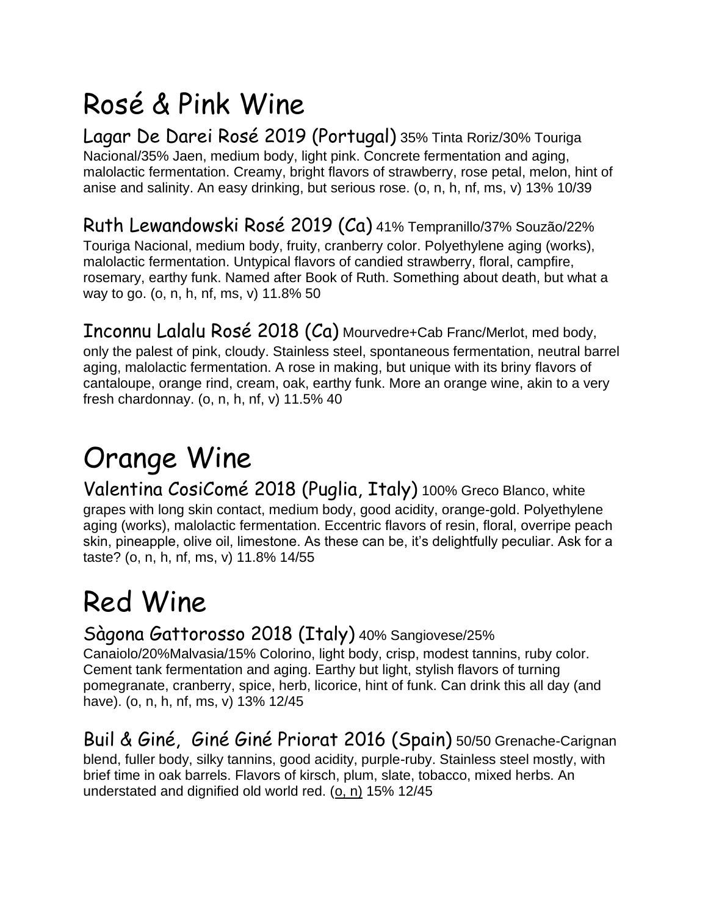# Rosé & Pink Wine

### Lagar De Darei Rosé 2019 (Portugal)

35% Tinta Roriz/30% Touriga Nacional/35% Jaen, medium body, light pink. Concrete fermentation and aging, malolactic fermentation. Creamy, bright flavors of strawberry, rose petal, melon, hint of anise and salinity. An easy drinking, but serious rose. (o, n, h, nf, ms, v) 13% 10/39

### Ruth Lewandowski Rosé 2019 (Ca)

41% Tempranillo/37% Souzão/22% Touriga Nacional, medium body, fruity, cranberry color. Polyethylene aging (works), malolactic fermentation. Untypical flavors of candied strawberry, floral, campfire, rosemary, earthy funk. Named after Book of Ruth. Something about death, but what a way to go. (o, n, h, nf, ms, v) 11.8% 50

### Inconnu Lalalu Rosé 2018 (Ca)

Mourvedre+Cab Franc/Merlot, med body, only the palest of pink, cloudy. Stainless steel, spontaneous fermentation, neutral barrel aging, malolactic fermentation. A rose in making, but unique with its briny flavors of cantaloupe, orange rind, cream, oak, earthy funk. More an orange wine, akin to a very fresh chardonnay. (o, n, h, nf, v) 11.5% 40

# Orange Wine

### Valentina CosiComé 2018 (Puglia, Italy)

100% Greco Blanco, white grapes with long skin contact, medium body, good acidity, orange-gold. Polyethylene aging (works), malolactic fermentation. Eccentric flavors of resin, floral, overripe peach skin, pineapple, olive oil, limestone. As these can be, it's delightfully peculiar. Ask for a taste? (o, n, h, nf, ms, v) 11.8% 14/55

# Red Wine

### Sàgona Gattorosso 2018 (Italy)

40% Sangiovese/25% Canaiolo/20%Malvasia/15% Colorino, light body, crisp, modest tannins, ruby color. Cement tank fermentation and aging. Earthy but light, stylish flavors of turning pomegranate, cranberry, spice, herb, licorice, hint of funk. Can drink this all day (and have). (o, n, h, nf, ms, v) 13% 12/45

### Buil & Giné, Giné Giné Priorat 2016 (Spain)

50/50 Grenache-Carignan blend, fuller body, silky tannins, good acidity, purple-ruby. Stainless steel mostly, with brief time in oak barrels. Flavors of kirsch, plum, slate, tobacco, mixed herbs. An understated and dignified old world red. (o, n) 15% 12/45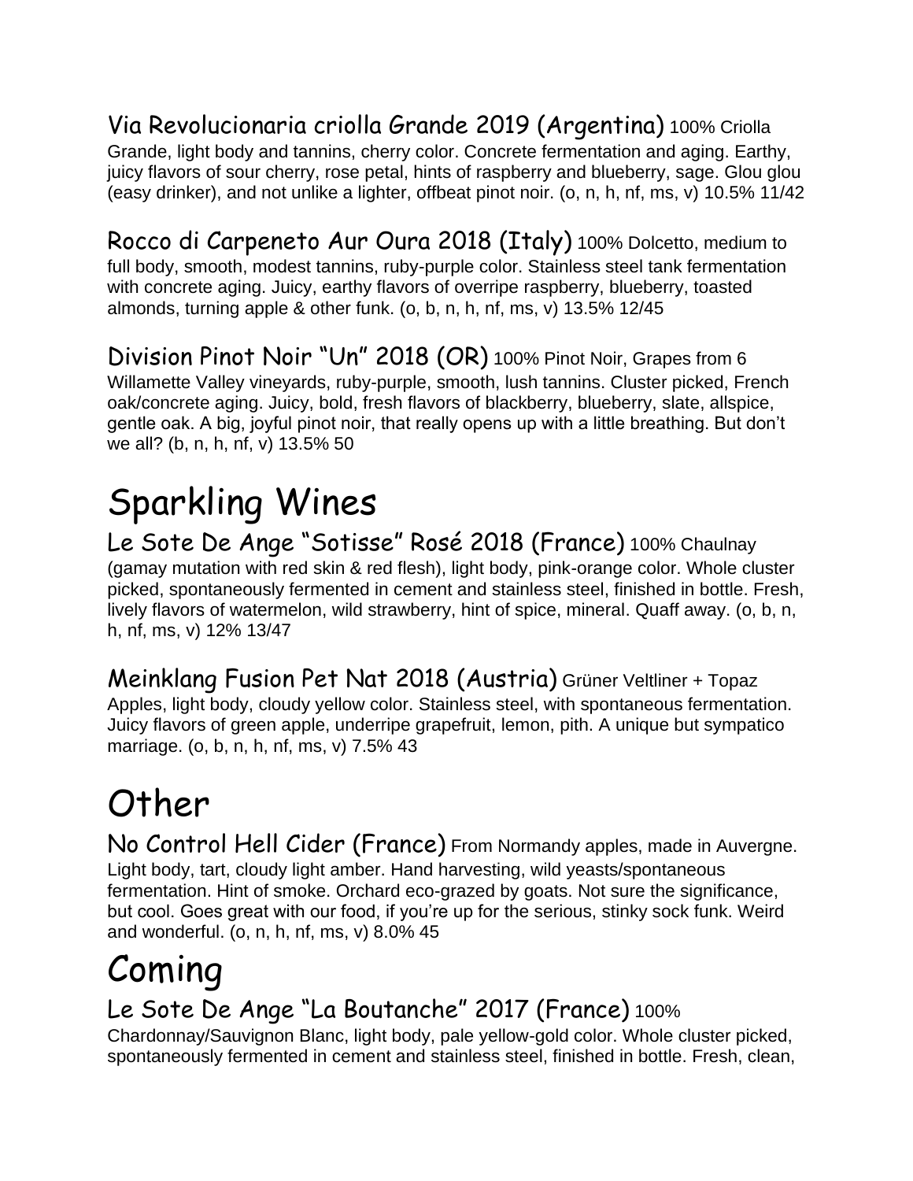**Via Revolucionaria criolla Grande 2019 (Argentina)** 100% Criolla Grande, light body and tannins, cherry color. Concrete fermentation and aging. Earthy, juicy flavors of sour cherry, rose petal, hints of raspberry and blueberry, sage. Glou glou (easy drinker), and not unlike a lighter, offbeat pinot noir. (o, n, h, nf, ms, v) 10.5% 11/42

**Rocco di Carpeneto Aur Oura 2018 (Italy)** 100% Dolcetto, medium to full body, smooth, modest tannins, ruby-purple color. Stainless steel tank fermentation with concrete aging. Juicy, earthy flavors of overripe raspberry, blueberry, toasted almonds, turning apple & other funk. (o, b, n, h, nf, ms, v) 13.5% 12/45

**Division Pinot Noir "Un" 2018 (OR)** 100% Pinot Noir, Grapes from 6 Willamette Valley vineyards, ruby-purple, smooth, lush tannins. Cluster picked, French oak/concrete aging. Juicy, bold, fresh flavors of blackberry, blueberry, slate, allspice, gentle oak. A big, joyful pinot noir, that really opens up with a little breathing. But don't we all? (b, n, h, nf, v) 13.5% 50

# Sparkling Wines

**Le Sote De Ange "Sotisse" Rosé 2018 (France)** 100% Chaulnay (gamay mutation with red skin & red flesh), light body, pink-orange color. Whole cluster picked, spontaneously fermented in cement and stainless steel, finished in bottle. Fresh, lively flavors of watermelon, wild strawberry, hint of spice, mineral. Quaff away. (o, b, n, h, nf, ms, v) 12% 13/47

**Meinklang Fusion Pet Nat 2018 (Austria)** Grüner Veltliner + Topaz Apples, light body, cloudy yellow color. Stainless steel, with spontaneous fermentation. Juicy flavors of green apple, underripe grapefruit, lemon, pith. A unique but sympatico marriage. (o, b, n, h, nf, ms, v) 7.5% 43

# Other

**No Control Hell Cider (France)** From Normandy apples, made in Auvergne. Light body, tart, cloudy light amber. Hand harvesting, wild yeasts/spontaneous fermentation. Hint of smoke. Orchard eco-grazed by goats. Not sure the significance, but cool. Goes great with our food, if you're up for the serious, stinky sock funk. Weird and wonderful. (o, n, h, nf, ms, v) 8.0% 45

# Coming

**Le Sote De Ange "La Boutanche" 2017 (France)** 100% Chardonnay/Sauvignon Blanc, light body, pale yellow-gold color. Whole cluster picked, spontaneously fermented in cement and stainless steel, finished in bottle. Fresh, clean,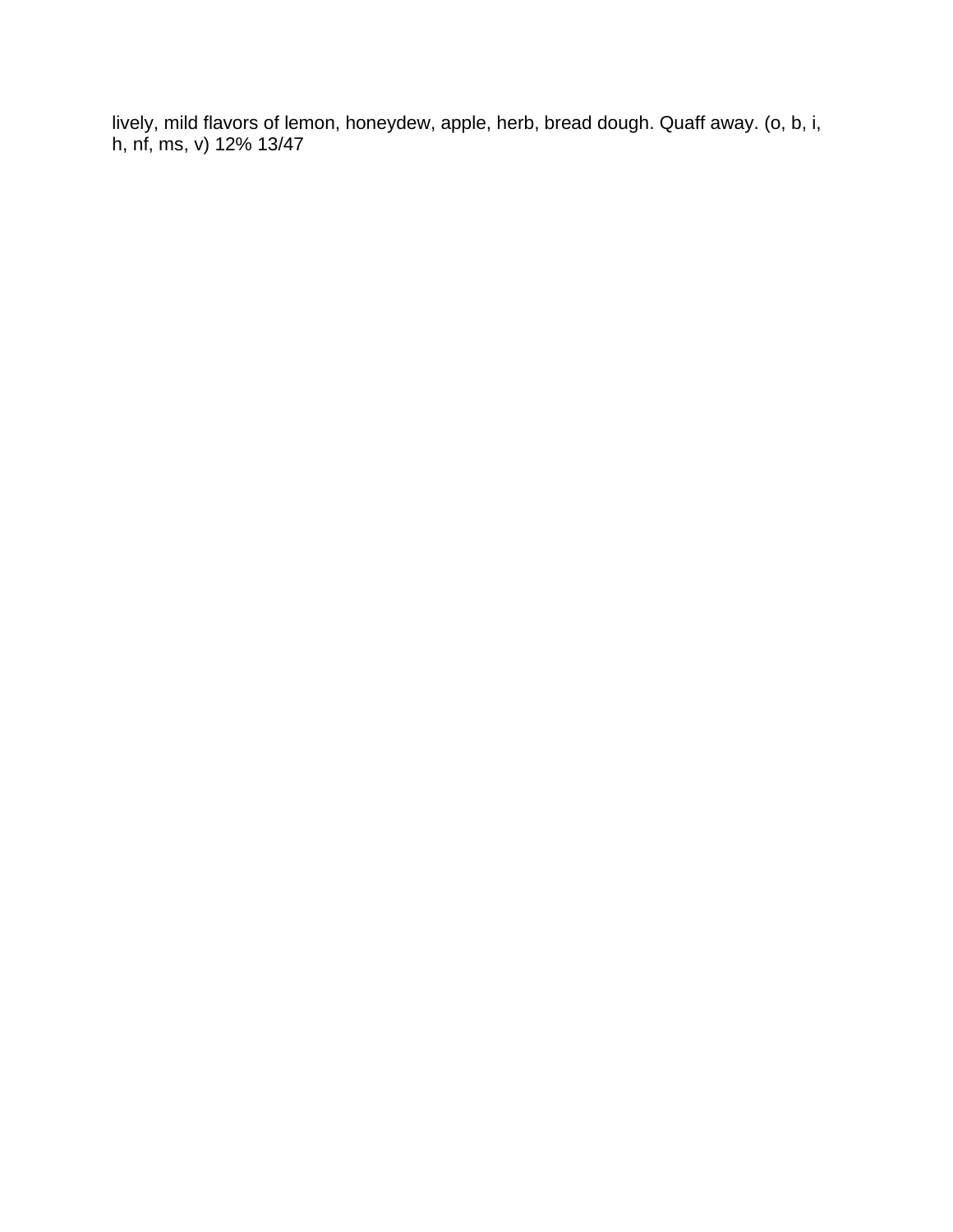lively, mild flavors of lemon, honeydew, apple, herb, bread dough. Quaff away. (o, b, i, h, nf, ms, v) 12% 13/47